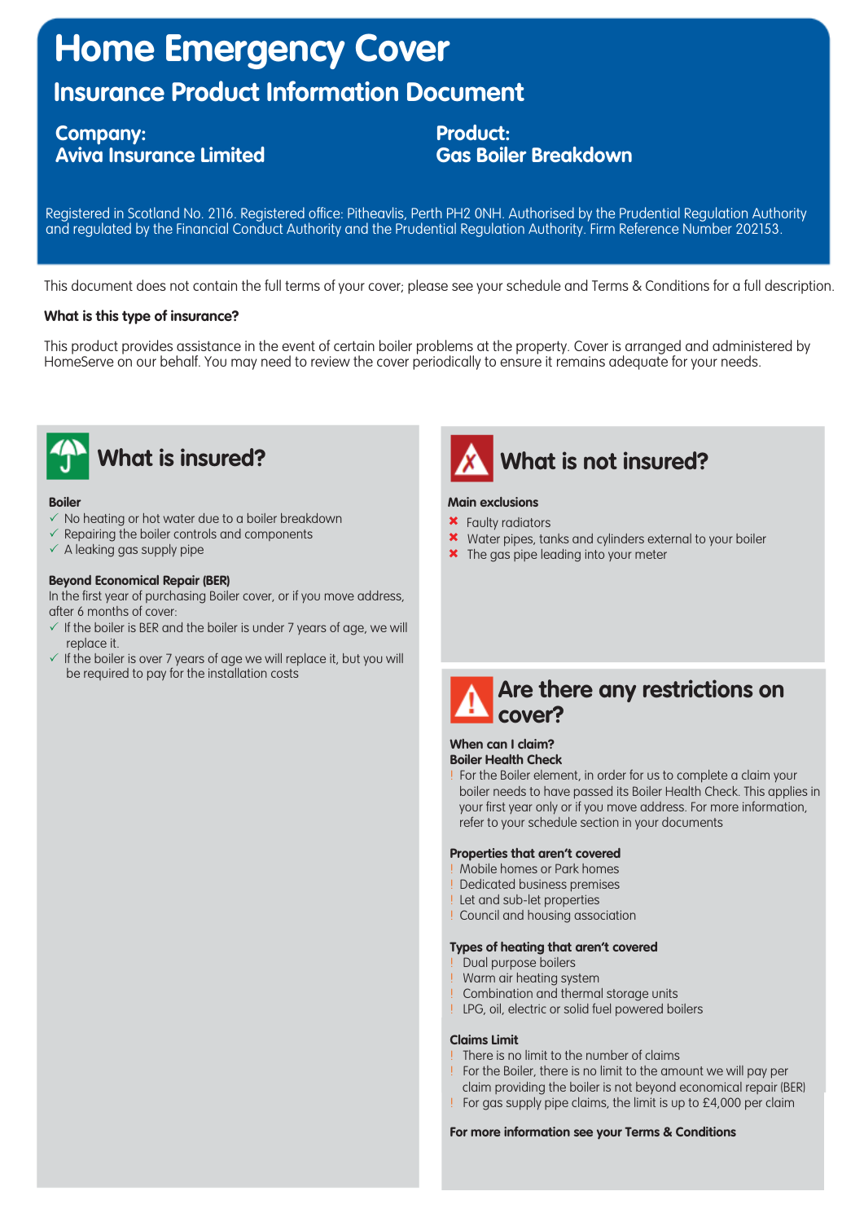# Home Emergency Cover

## Insurance Product Information Document

**Company:**
**Aviva Insurance Limited**

**Product:**
**Gas Boiler Breakdown**

Registered in Scotland No. 2116. Registered office: Pitheavlis, Perth PH2 0NH. Authorised by the Prudential Regulation Authority and regulated by the Financial Conduct Authority and the Prudential Regulation Authority. Firm Reference Number 202153.

This document does not contain the full terms of your cover; please see your schedule and Terms & Conditions for a full description.

**What is this type of insurance?**

This product provides assistance in the event of certain boiler problems at the property. Cover is arranged and administered by HomeServe on our behalf. You may need to review the cover periodically to ensure it remains adequate for your needs.

## What is insured?

**Boiler**

- ✓ No heating or hot water due to a boiler breakdown
- ✓ Repairing the boiler controls and components
- ✓ A leaking gas supply pipe

**Beyond Economical Repair (BER)**

In the first year of purchasing Boiler cover, or if you move address, after 6 months of cover:

- ✓ If the boiler is BER and the boiler is under 7 years of age, we will replace it.
- ✓ If the boiler is over 7 years of age we will replace it, but you will be required to pay for the installation costs

## What is not insured?

**Main exclusions**

- ✖ Faulty radiators
- ✖ Water pipes, tanks and cylinders external to your boiler
- ✖ The gas pipe leading into your meter

## Are there any restrictions on cover?

**When can I claim?**
**Boiler Health Check**

- ! For the Boiler element, in order for us to complete a claim your boiler needs to have passed its Boiler Health Check. This applies in your first year only or if you move address. For more information, refer to your schedule section in your documents

**Properties that aren't covered**

- ! Mobile homes or Park homes
- ! Dedicated business premises
- ! Let and sub-let properties
- ! Council and housing association

**Types of heating that aren't covered**

- ! Dual purpose boilers
- ! Warm air heating system
- ! Combination and thermal storage units
- ! LPG, oil, electric or solid fuel powered boilers

**Claims Limit**

- ! There is no limit to the number of claims
- ! For the Boiler, there is no limit to the amount we will pay per claim providing the boiler is not beyond economical repair (BER)
- ! For gas supply pipe claims, the limit is up to £4,000 per claim

**For more information see your Terms & Conditions**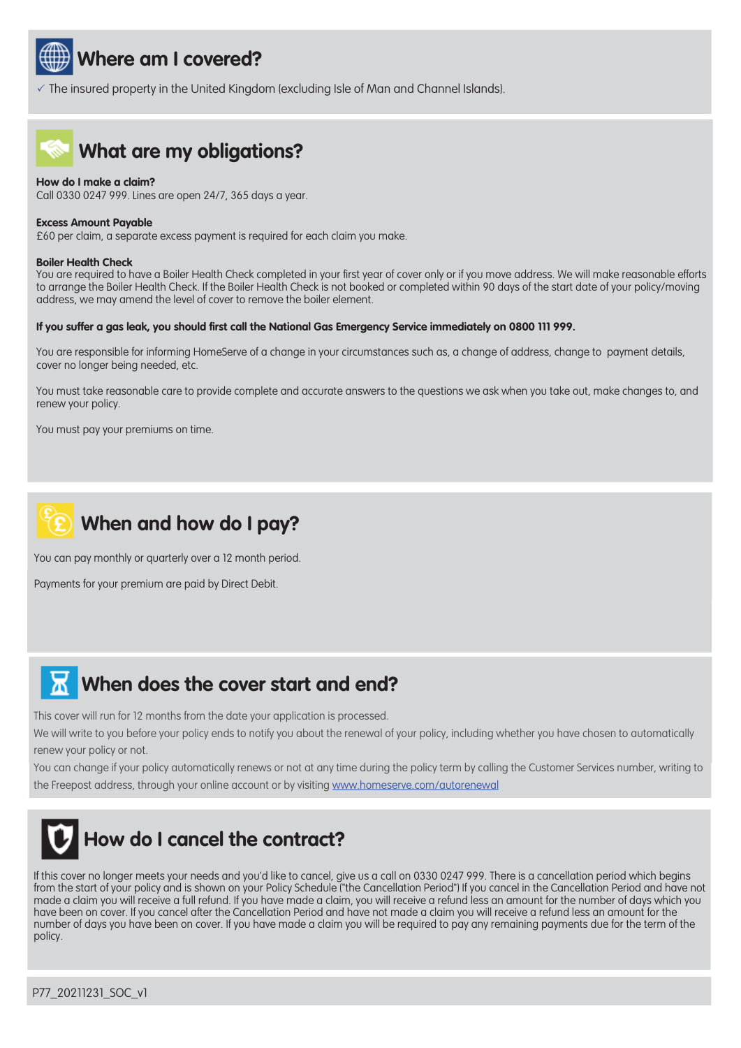## Where am I covered?

✓ The insured property in the United Kingdom (excluding Isle of Man and Channel Islands).

## What are my obligations?

**How do I make a claim?**
Call 0330 0247 999. Lines are open 24/7, 365 days a year.

**Excess Amount Payable**
£60 per claim, a separate excess payment is required for each claim you make.

**Boiler Health Check**
You are required to have a Boiler Health Check completed in your first year of cover only or if you move address. We will make reasonable efforts to arrange the Boiler Health Check. If the Boiler Health Check is not booked or completed within 90 days of the start date of your policy/moving address, we may amend the level of cover to remove the boiler element.

**If you suffer a gas leak, you should first call the National Gas Emergency Service immediately on 0800 111 999.**

You are responsible for informing HomeServe of a change in your circumstances such as, a change of address, change to payment details, cover no longer being needed, etc.

You must take reasonable care to provide complete and accurate answers to the questions we ask when you take out, make changes to, and renew your policy.

You must pay your premiums on time.

## When and how do I pay?

You can pay monthly or quarterly over a 12 month period.

Payments for your premium are paid by Direct Debit.

## When does the cover start and end?

This cover will run for 12 months from the date your application is processed.

We will write to you before your policy ends to notify you about the renewal of your policy, including whether you have chosen to automatically renew your policy or not.

You can change if your policy automatically renews or not at any time during the policy term by calling the Customer Services number, writing to the Freepost address, through your online account or by visiting www.homeserve.com/autorenewal

## How do I cancel the contract?

If this cover no longer meets your needs and you'd like to cancel, give us a call on 0330 0247 999. There is a cancellation period which begins from the start of your policy and is shown on your Policy Schedule ("the Cancellation Period") If you cancel in the Cancellation Period and have not made a claim you will receive a full refund. If you have made a claim, you will receive a refund less an amount for the number of days which you have been on cover. If you cancel after the Cancellation Period and have not made a claim you will receive a refund less an amount for the number of days you have been on cover. If you have made a claim you will be required to pay any remaining payments due for the term of the policy.

P77_20211231_SOC_v1